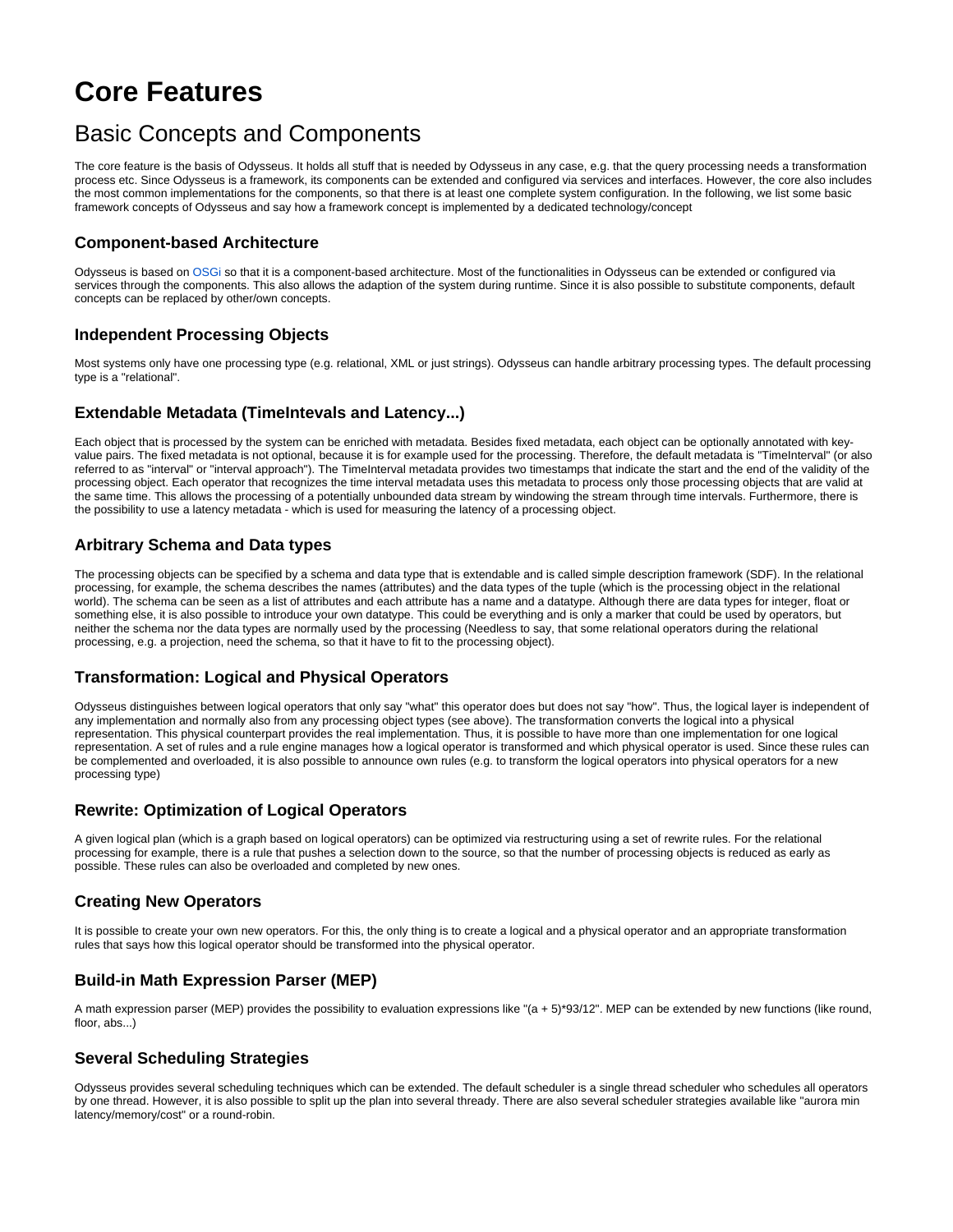# Core Features

## Basic Concepts and Components

The core feature is the basis of Odysseus. It holds all stuff that is needed by Odysseus in any case, e.g. that the query processing needs a transformation process etc. Since Odysseus is a framework, its components can be extended and configured via services and interfaces. However, the core also includes the most common implementations for the components, so that there is at least one complete system configuration. In the following, we list some basic framework concepts of Odysseus and say how a framework concept is implemented by a dedicated technology/concept

### Component-based Architecture

Odysseus is based on OSGi so that it is a component-based architecture. Most of the functionalities in Odysseus can be extended or configured via services through the components. This also allows the adaption of the system during runtime. Since it is also possible to substitute components, default concepts can be replaced by other/own concepts.

### Independent Processing Objects

Most systems only have one processing type (e.g. relational, XML or just strings). Odysseus can handle arbitrary processing types. The default processing type is a "relational".

### Extendable Metadata (TimeIntevals and Latency...)

Each object that is processed by the system can be enriched with metadata. Besides fixed metadata, each object can be optionally annotated with key-value pairs. The fixed metadata is not optional, because it is for example used for the processing. Therefore, the default metadata is "TimeInterval" (or also referred to as "interval" or "interval approach"). The TimeInterval metadata provides two timestamps that indicate the start and the end of the validity of the processing object. Each operator that recognizes the time interval metadata uses this metadata to process only those processing objects that are valid at the same time. This allows the processing of a potentially unbounded data stream by windowing the stream through time intervals. Furthermore, there is the possibility to use a latency metadata - which is used for measuring the latency of a processing object.

### Arbitrary Schema and Data types

The processing objects can be specified by a schema and data type that is extendable and is called simple description framework (SDF). In the relational processing, for example, the schema describes the names (attributes) and the data types of the tuple (which is the processing object in the relational world). The schema can be seen as a list of attributes and each attribute has a name and a datatype. Although there are data types for integer, float or something else, it is also possible to introduce your own datatype. This could be everything and is only a marker that could be used by operators, but neither the schema nor the data types are normally used by the processing (Needless to say, that some relational operators during the relational processing, e.g. a projection, need the schema, so that it have to fit to the processing object).

### Transformation: Logical and Physical Operators

Odysseus distinguishes between logical operators that only say "what" this operator does but does not say "how". Thus, the logical layer is independent of any implementation and normally also from any processing object types (see above). The transformation converts the logical into a physical representation. This physical counterpart provides the real implementation. Thus, it is possible to have more than one implementation for one logical representation. A set of rules and a rule engine manages how a logical operator is transformed and which physical operator is used. Since these rules can be complemented and overloaded, it is also possible to announce own rules (e.g. to transform the logical operators into physical operators for a new processing type)

### Rewrite: Optimization of Logical Operators

A given logical plan (which is a graph based on logical operators) can be optimized via restructuring using a set of rewrite rules. For the relational processing for example, there is a rule that pushes a selection down to the source, so that the number of processing objects is reduced as early as possible. These rules can also be overloaded and completed by new ones.

### Creating New Operators

It is possible to create your own new operators. For this, the only thing is to create a logical and a physical operator and an appropriate transformation rules that says how this logical operator should be transformed into the physical operator.

### Build-in Math Expression Parser (MEP)

A math expression parser (MEP) provides the possibility to evaluation expressions like "(a + 5)*93/12". MEP can be extended by new functions (like round, floor, abs...)

### Several Scheduling Strategies

Odysseus provides several scheduling techniques which can be extended. The default scheduler is a single thread scheduler who schedules all operators by one thread. However, it is also possible to split up the plan into several thready. There are also several scheduler strategies available like "aurora min latency/memory/cost" or a round-robin.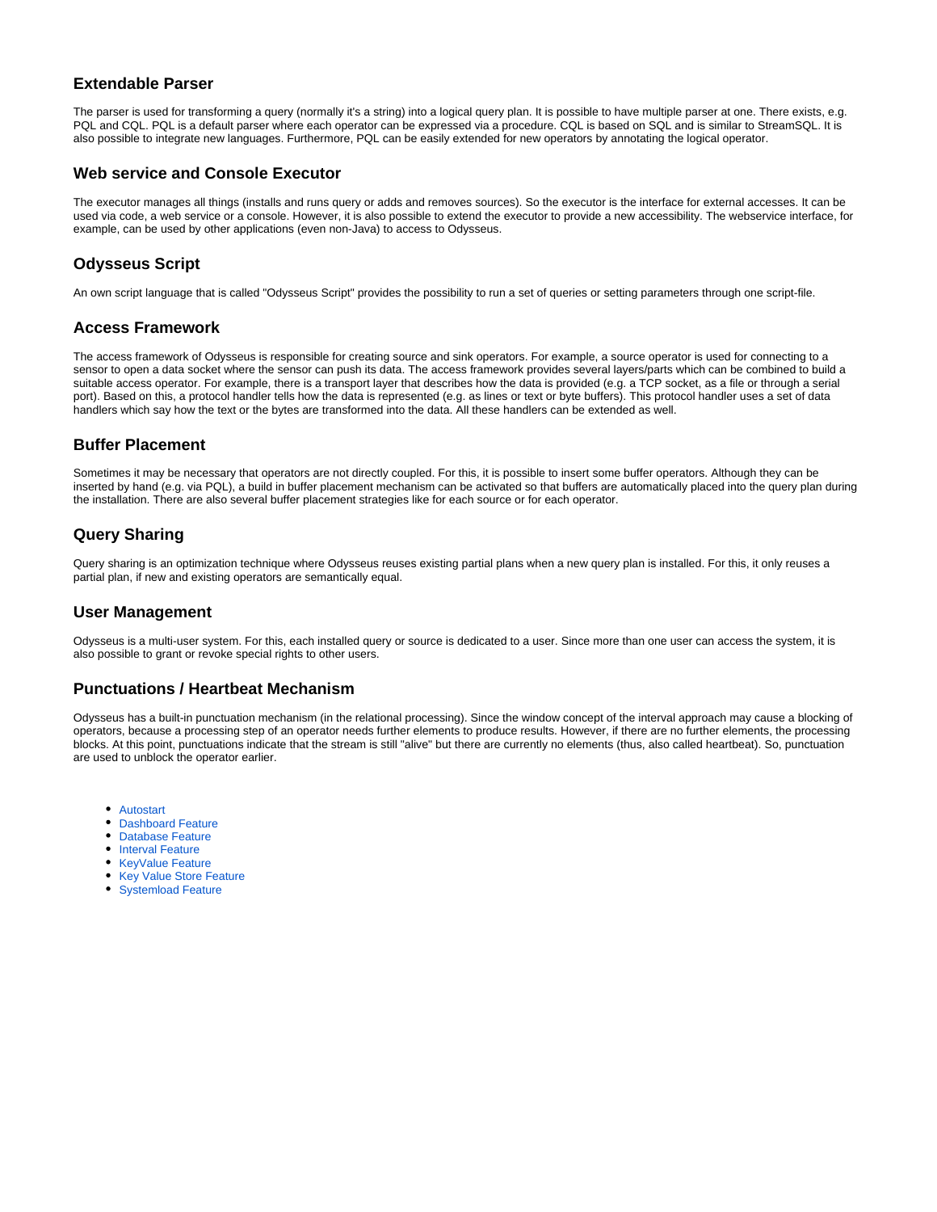### Extendable Parser

The parser is used for transforming a query (normally it's a string) into a logical query plan. It is possible to have multiple parser at one. There exists, e.g. PQL and CQL. PQL is a default parser where each operator can be expressed via a procedure. CQL is based on SQL and is similar to StreamSQL. It is also possible to integrate new languages. Furthermore, PQL can be easily extended for new operators by annotating the logical operator.

### Web service and Console Executor

The executor manages all things (installs and runs query or adds and removes sources). So the executor is the interface for external accesses. It can be used via code, a web service or a console. However, it is also possible to extend the executor to provide a new accessibility. The webservice interface, for example, can be used by other applications (even non-Java) to access to Odysseus.

### Odysseus Script

An own script language that is called "Odysseus Script" provides the possibility to run a set of queries or setting parameters through one script-file.

### Access Framework

The access framework of Odysseus is responsible for creating source and sink operators. For example, a source operator is used for connecting to a sensor to open a data socket where the sensor can push its data. The access framework provides several layers/parts which can be combined to build a suitable access operator. For example, there is a transport layer that describes how the data is provided (e.g. a TCP socket, as a file or through a serial port). Based on this, a protocol handler tells how the data is represented (e.g. as lines or text or byte buffers). This protocol handler uses a set of data handlers which say how the text or the bytes are transformed into the data. All these handlers can be extended as well.

### Buffer Placement

Sometimes it may be necessary that operators are not directly coupled. For this, it is possible to insert some buffer operators. Although they can be inserted by hand (e.g. via PQL), a build in buffer placement mechanism can be activated so that buffers are automatically placed into the query plan during the installation. There are also several buffer placement strategies like for each source or for each operator.

### Query Sharing

Query sharing is an optimization technique where Odysseus reuses existing partial plans when a new query plan is installed. For this, it only reuses a partial plan, if new and existing operators are semantically equal.

### User Management

Odysseus is a multi-user system. For this, each installed query or source is dedicated to a user. Since more than one user can access the system, it is also possible to grant or revoke special rights to other users.

### Punctuations / Heartbeat Mechanism

Odysseus has a built-in punctuation mechanism (in the relational processing). Since the window concept of the interval approach may cause a blocking of operators, because a processing step of an operator needs further elements to produce results. However, if there are no further elements, the processing blocks. At this point, punctuations indicate that the stream is still "alive" but there are currently no elements (thus, also called heartbeat). So, punctuation are used to unblock the operator earlier.

- Autostart
- Dashboard Feature
- Database Feature
- Interval Feature
- KeyValue Feature
- Key Value Store Feature
- Systemload Feature